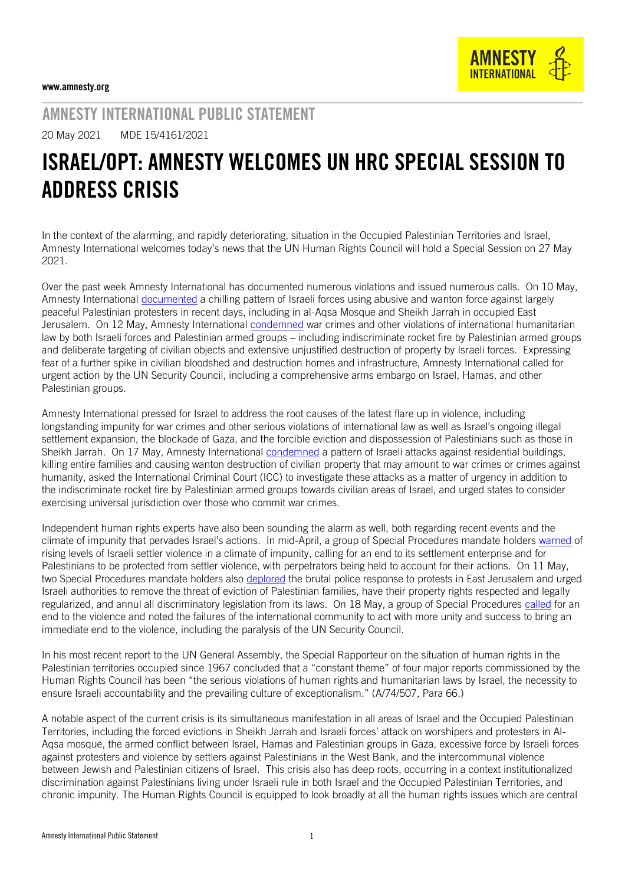www.amnesty.org

# AMNESTY INTERNATIONAL PUBLIC STATEMENT

20 May 2021 MDE 15/4161/2021

# ISRAEL/OPT: AMNESTY WELCOMES UN HRC SPECIAL SESSION TO ADDRESS CRISIS

In the context of the alarming, and rapidly deteriorating, situation in the Occupied Palestinian Territories and Israel, Amnesty International welcomes today's news that the UN Human Rights Council will hold a Special Session on 27 May 2021.

Over the past week Amnesty International has documented numerous violations and issued numerous calls. On 10 May, Amnesty International documented a chilling pattern of Israeli forces using abusive and wanton force against largely peaceful Palestinian protesters in recent days, including in al-Aqsa Mosque and Sheikh Jarrah in occupied East Jerusalem. On 12 May, Amnesty International condemned war crimes and other violations of international humanitarian law by both Israeli forces and Palestinian armed groups – including indiscriminate rocket fire by Palestinian armed groups and deliberate targeting of civilian objects and extensive unjustified destruction of property by Israeli forces. Expressing fear of a further spike in civilian bloodshed and destruction homes and infrastructure, Amnesty International called for urgent action by the UN Security Council, including a comprehensive arms embargo on Israel, Hamas, and other Palestinian groups.

Amnesty International pressed for Israel to address the root causes of the latest flare up in violence, including longstanding impunity for war crimes and other serious violations of international law as well as Israel's ongoing illegal settlement expansion, the blockade of Gaza, and the forcible eviction and dispossession of Palestinians such as those in Sheikh Jarrah. On 17 May, Amnesty International condemned a pattern of Israeli attacks against residential buildings, killing entire families and causing wanton destruction of civilian property that may amount to war crimes or crimes against humanity, asked the International Criminal Court (ICC) to investigate these attacks as a matter of urgency in addition to the indiscriminate rocket fire by Palestinian armed groups towards civilian areas of Israel, and urged states to consider exercising universal jurisdiction over those who commit war crimes.

Independent human rights experts have also been sounding the alarm as well, both regarding recent events and the climate of impunity that pervades Israel's actions. In mid-April, a group of Special Procedures mandate holders warned of rising levels of Israeli settler violence in a climate of impunity, calling for an end to its settlement enterprise and for Palestinians to be protected from settler violence, with perpetrators being held to account for their actions. On 11 May, two Special Procedures mandate holders also deplored the brutal police response to protests in East Jerusalem and urged Israeli authorities to remove the threat of eviction of Palestinian families, have their property rights respected and legally regularized, and annul all discriminatory legislation from its laws. On 18 May, a group of Special Procedures called for an end to the violence and noted the failures of the international community to act with more unity and success to bring an immediate end to the violence, including the paralysis of the UN Security Council.

In his most recent report to the UN General Assembly, the Special Rapporteur on the situation of human rights in the Palestinian territories occupied since 1967 concluded that a "constant theme" of four major reports commissioned by the Human Rights Council has been "the serious violations of human rights and humanitarian laws by Israel, the necessity to ensure Israeli accountability and the prevailing culture of exceptionalism." (A/74/507, Para 66.)

A notable aspect of the current crisis is its simultaneous manifestation in all areas of Israel and the Occupied Palestinian Territories, including the forced evictions in Sheikh Jarrah and Israeli forces' attack on worshipers and protesters in Al-Aqsa mosque, the armed conflict between Israel, Hamas and Palestinian groups in Gaza, excessive force by Israeli forces against protesters and violence by settlers against Palestinians in the West Bank, and the intercommunal violence between Jewish and Palestinian citizens of Israel. This crisis also has deep roots, occurring in a context institutionalized discrimination against Palestinians living under Israeli rule in both Israel and the Occupied Palestinian Territories, and chronic impunity. The Human Rights Council is equipped to look broadly at all the human rights issues which are central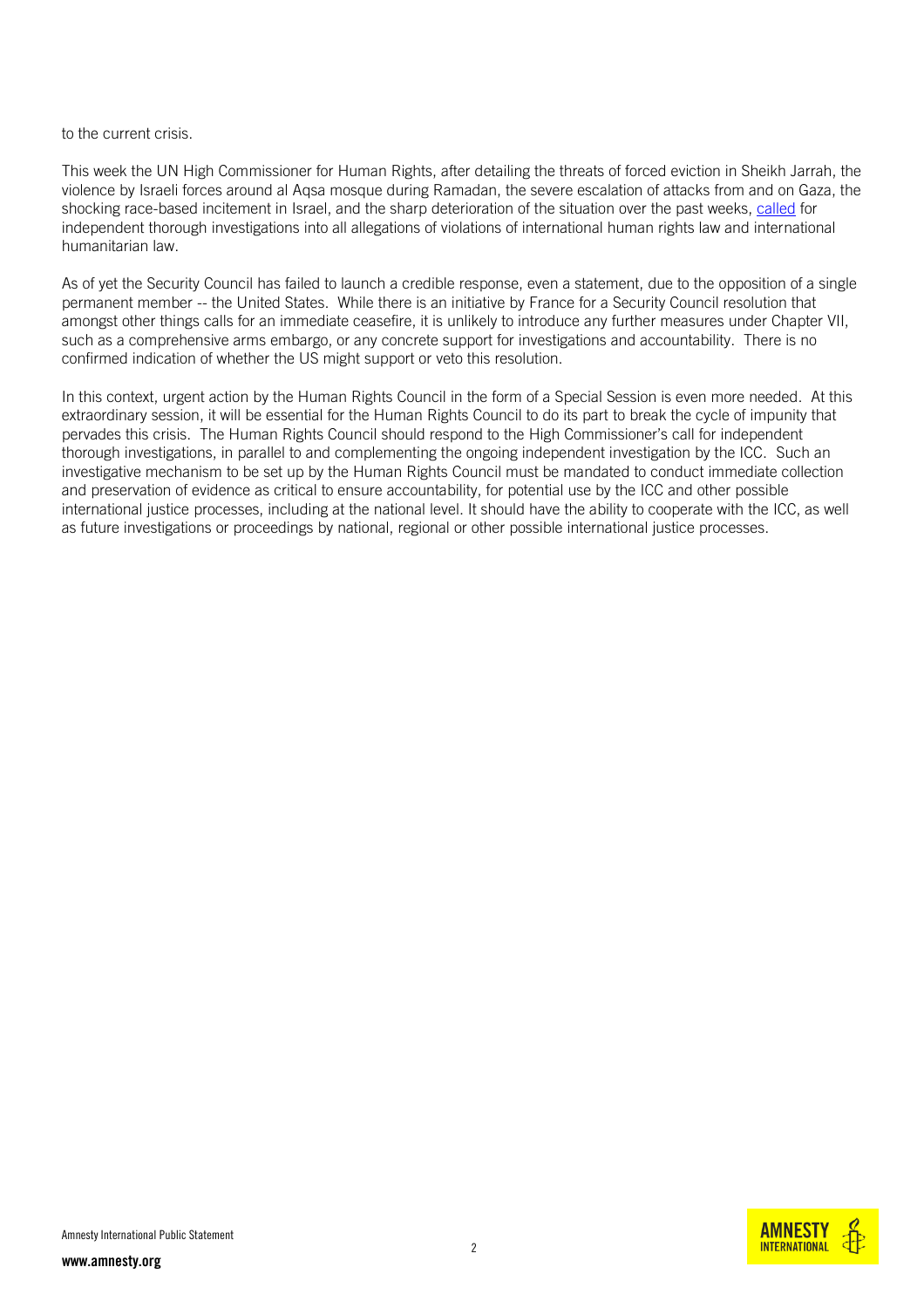to the current crisis.

This week the UN High Commissioner for Human Rights, after detailing the threats of forced eviction in Sheikh Jarrah, the violence by Israeli forces around al Aqsa mosque during Ramadan, the severe escalation of attacks from and on Gaza, the shocking race-based incitement in Israel, and the sharp deterioration of the situation over the past weeks, called for independent thorough investigations into all allegations of violations of international human rights law and international humanitarian law.

As of yet the Security Council has failed to launch a credible response, even a statement, due to the opposition of a single permanent member -- the United States. While there is an initiative by France for a Security Council resolution that amongst other things calls for an immediate ceasefire, it is unlikely to introduce any further measures under Chapter VII, such as a comprehensive arms embargo, or any concrete support for investigations and accountability. There is no confirmed indication of whether the US might support or veto this resolution.

In this context, urgent action by the Human Rights Council in the form of a Special Session is even more needed. At this extraordinary session, it will be essential for the Human Rights Council to do its part to break the cycle of impunity that pervades this crisis. The Human Rights Council should respond to the High Commissioner's call for independent thorough investigations, in parallel to and complementing the ongoing independent investigation by the ICC. Such an investigative mechanism to be set up by the Human Rights Council must be mandated to conduct immediate collection and preservation of evidence as critical to ensure accountability, for potential use by the ICC and other possible international justice processes, including at the national level. It should have the ability to cooperate with the ICC, as well as future investigations or proceedings by national, regional or other possible international justice processes.